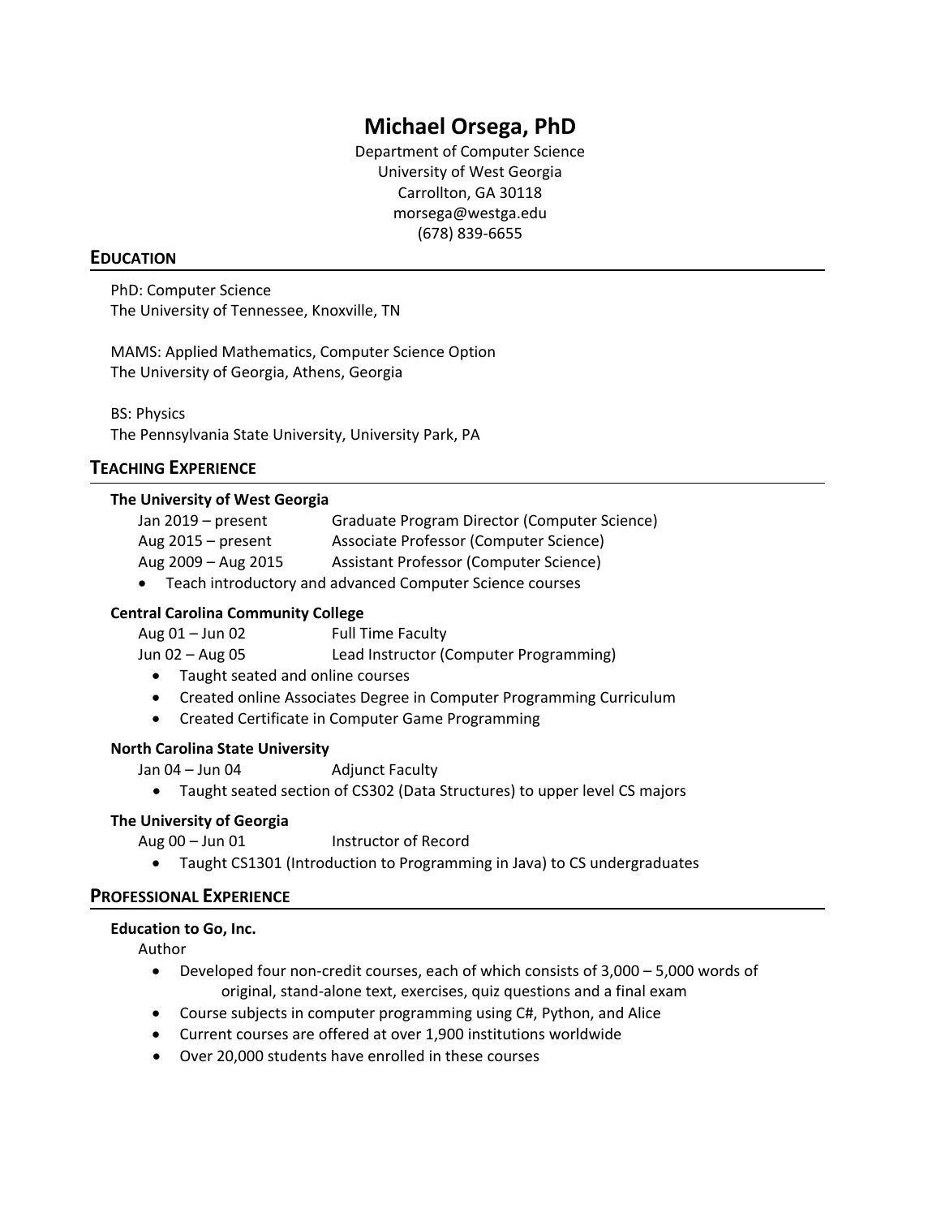# Michael Orsega, PhD

Department of Computer Science
University of West Georgia
Carrollton, GA 30118
morsega@westga.edu
(678) 839-6655

## EDUCATION

PhD: Computer Science
The University of Tennessee, Knoxville, TN

MAMS: Applied Mathematics, Computer Science Option
The University of Georgia, Athens, Georgia

BS: Physics
The Pennsylvania State University, University Park, PA

## TEACHING EXPERIENCE

**The University of West Georgia**

Jan 2019 – present — Graduate Program Director (Computer Science)
Aug 2015 – present — Associate Professor (Computer Science)
Aug 2009 – Aug 2015 — Assistant Professor (Computer Science)

- Teach introductory and advanced Computer Science courses

**Central Carolina Community College**

Aug 01 – Jun 02 — Full Time Faculty
Jun 02 – Aug 05 — Lead Instructor (Computer Programming)

- Taught seated and online courses
- Created online Associates Degree in Computer Programming Curriculum
- Created Certificate in Computer Game Programming

**North Carolina State University**

Jan 04 – Jun 04 — Adjunct Faculty

- Taught seated section of CS302 (Data Structures) to upper level CS majors

**The University of Georgia**

Aug 00 – Jun 01 — Instructor of Record

- Taught CS1301 (Introduction to Programming in Java) to CS undergraduates

## PROFESSIONAL EXPERIENCE

**Education to Go, Inc.**

Author

- Developed four non-credit courses, each of which consists of 3,000 – 5,000 words of original, stand-alone text, exercises, quiz questions and a final exam
- Course subjects in computer programming using C#, Python, and Alice
- Current courses are offered at over 1,900 institutions worldwide
- Over 20,000 students have enrolled in these courses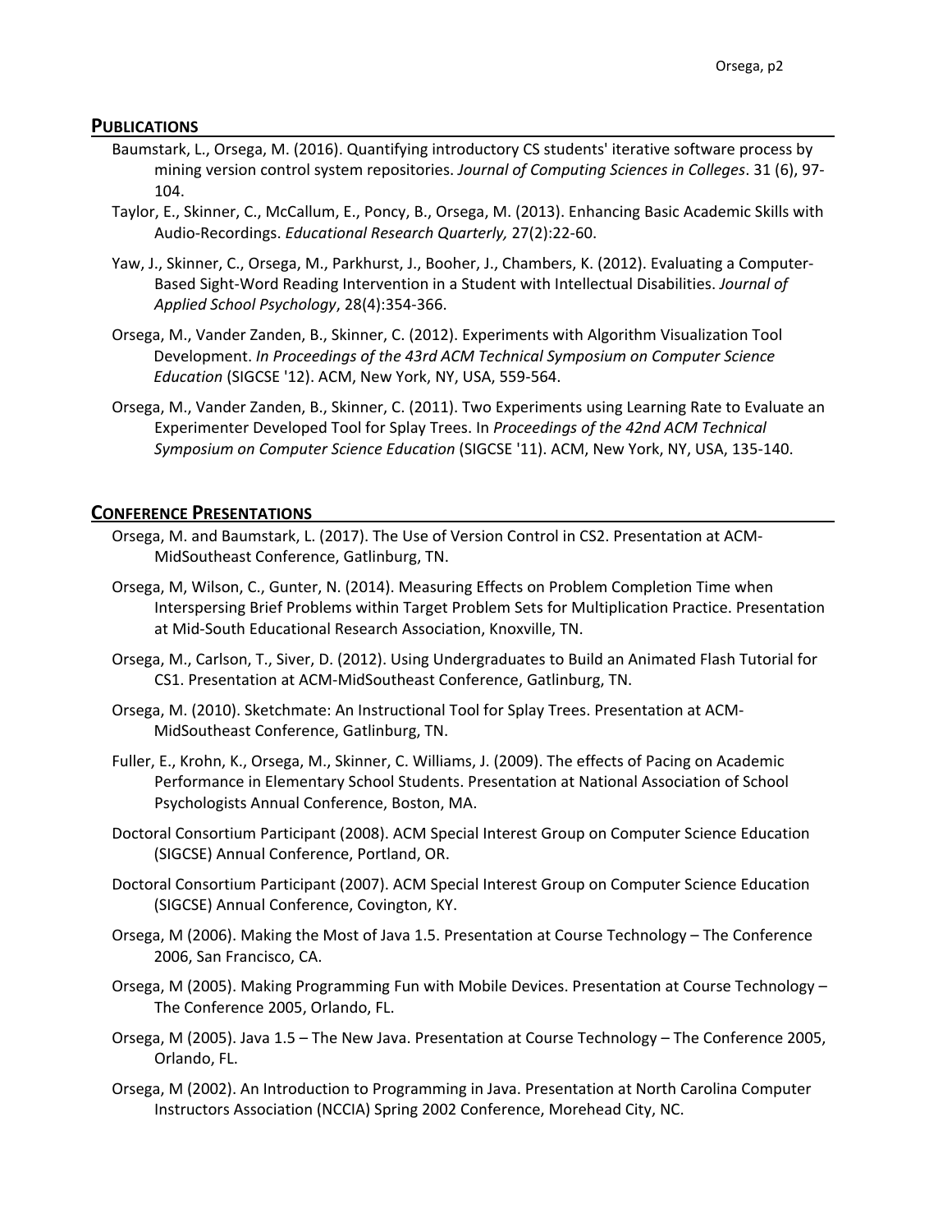## Publications

Baumstark, L., Orsega, M. (2016). Quantifying introductory CS students' iterative software process by mining version control system repositories. *Journal of Computing Sciences in Colleges*. 31 (6), 97-104.

Taylor, E., Skinner, C., McCallum, E., Poncy, B., Orsega, M. (2013). Enhancing Basic Academic Skills with Audio-Recordings. *Educational Research Quarterly,* 27(2):22-60.

Yaw, J., Skinner, C., Orsega, M., Parkhurst, J., Booher, J., Chambers, K. (2012). Evaluating a Computer-Based Sight-Word Reading Intervention in a Student with Intellectual Disabilities. *Journal of Applied School Psychology*, 28(4):354-366.

Orsega, M., Vander Zanden, B., Skinner, C. (2012). Experiments with Algorithm Visualization Tool Development. *In Proceedings of the 43rd ACM Technical Symposium on Computer Science Education* (SIGCSE '12). ACM, New York, NY, USA, 559-564.

Orsega, M., Vander Zanden, B., Skinner, C. (2011). Two Experiments using Learning Rate to Evaluate an Experimenter Developed Tool for Splay Trees. In *Proceedings of the 42nd ACM Technical Symposium on Computer Science Education* (SIGCSE '11). ACM, New York, NY, USA, 135-140.

## Conference Presentations

Orsega, M. and Baumstark, L. (2017). The Use of Version Control in CS2. Presentation at ACM-MidSoutheast Conference, Gatlinburg, TN.

Orsega, M, Wilson, C., Gunter, N. (2014). Measuring Effects on Problem Completion Time when Interspersing Brief Problems within Target Problem Sets for Multiplication Practice. Presentation at Mid-South Educational Research Association, Knoxville, TN.

Orsega, M., Carlson, T., Siver, D. (2012). Using Undergraduates to Build an Animated Flash Tutorial for CS1. Presentation at ACM-MidSoutheast Conference, Gatlinburg, TN.

Orsega, M. (2010). Sketchmate: An Instructional Tool for Splay Trees. Presentation at ACM-MidSoutheast Conference, Gatlinburg, TN.

Fuller, E., Krohn, K., Orsega, M., Skinner, C. Williams, J. (2009). The effects of Pacing on Academic Performance in Elementary School Students. Presentation at National Association of School Psychologists Annual Conference, Boston, MA.

Doctoral Consortium Participant (2008). ACM Special Interest Group on Computer Science Education (SIGCSE) Annual Conference, Portland, OR.

Doctoral Consortium Participant (2007). ACM Special Interest Group on Computer Science Education (SIGCSE) Annual Conference, Covington, KY.

Orsega, M (2006). Making the Most of Java 1.5. Presentation at Course Technology – The Conference 2006, San Francisco, CA.

Orsega, M (2005). Making Programming Fun with Mobile Devices. Presentation at Course Technology – The Conference 2005, Orlando, FL.

Orsega, M (2005). Java 1.5 – The New Java. Presentation at Course Technology – The Conference 2005, Orlando, FL.

Orsega, M (2002). An Introduction to Programming in Java. Presentation at North Carolina Computer Instructors Association (NCCIA) Spring 2002 Conference, Morehead City, NC.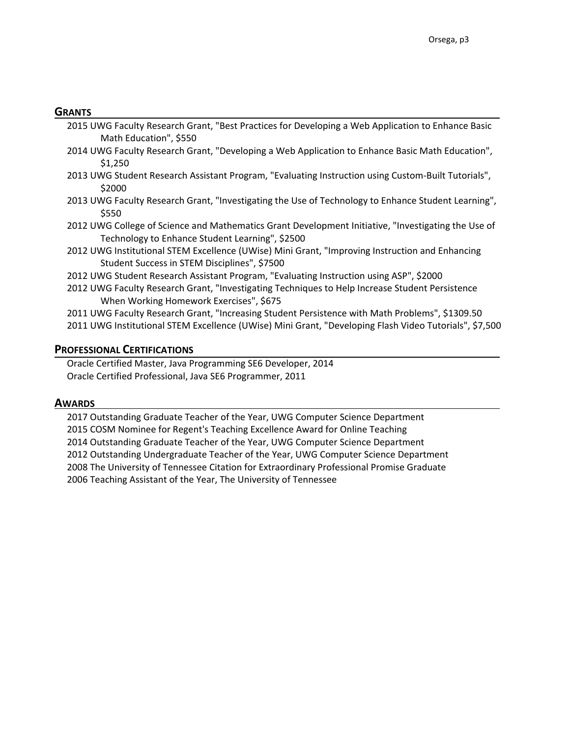## GRANTS

- 2015 UWG Faculty Research Grant, "Best Practices for Developing a Web Application to Enhance Basic Math Education", $550
- 2014 UWG Faculty Research Grant, "Developing a Web Application to Enhance Basic Math Education", $1,250
- 2013 UWG Student Research Assistant Program, "Evaluating Instruction using Custom-Built Tutorials", $2000
- 2013 UWG Faculty Research Grant, "Investigating the Use of Technology to Enhance Student Learning", $550
- 2012 UWG College of Science and Mathematics Grant Development Initiative, "Investigating the Use of Technology to Enhance Student Learning", $2500
- 2012 UWG Institutional STEM Excellence (UWise) Mini Grant, "Improving Instruction and Enhancing Student Success in STEM Disciplines", $7500
- 2012 UWG Student Research Assistant Program, "Evaluating Instruction using ASP", $2000
- 2012 UWG Faculty Research Grant, "Investigating Techniques to Help Increase Student Persistence When Working Homework Exercises", $675
- 2011 UWG Faculty Research Grant, "Increasing Student Persistence with Math Problems", $1309.50
- 2011 UWG Institutional STEM Excellence (UWise) Mini Grant, "Developing Flash Video Tutorials", $7,500

## PROFESSIONAL CERTIFICATIONS

- Oracle Certified Master, Java Programming SE6 Developer, 2014
- Oracle Certified Professional, Java SE6 Programmer, 2011

## AWARDS

- 2017 Outstanding Graduate Teacher of the Year, UWG Computer Science Department
- 2015 COSM Nominee for Regent's Teaching Excellence Award for Online Teaching
- 2014 Outstanding Graduate Teacher of the Year, UWG Computer Science Department
- 2012 Outstanding Undergraduate Teacher of the Year, UWG Computer Science Department
- 2008 The University of Tennessee Citation for Extraordinary Professional Promise Graduate
- 2006 Teaching Assistant of the Year, The University of Tennessee